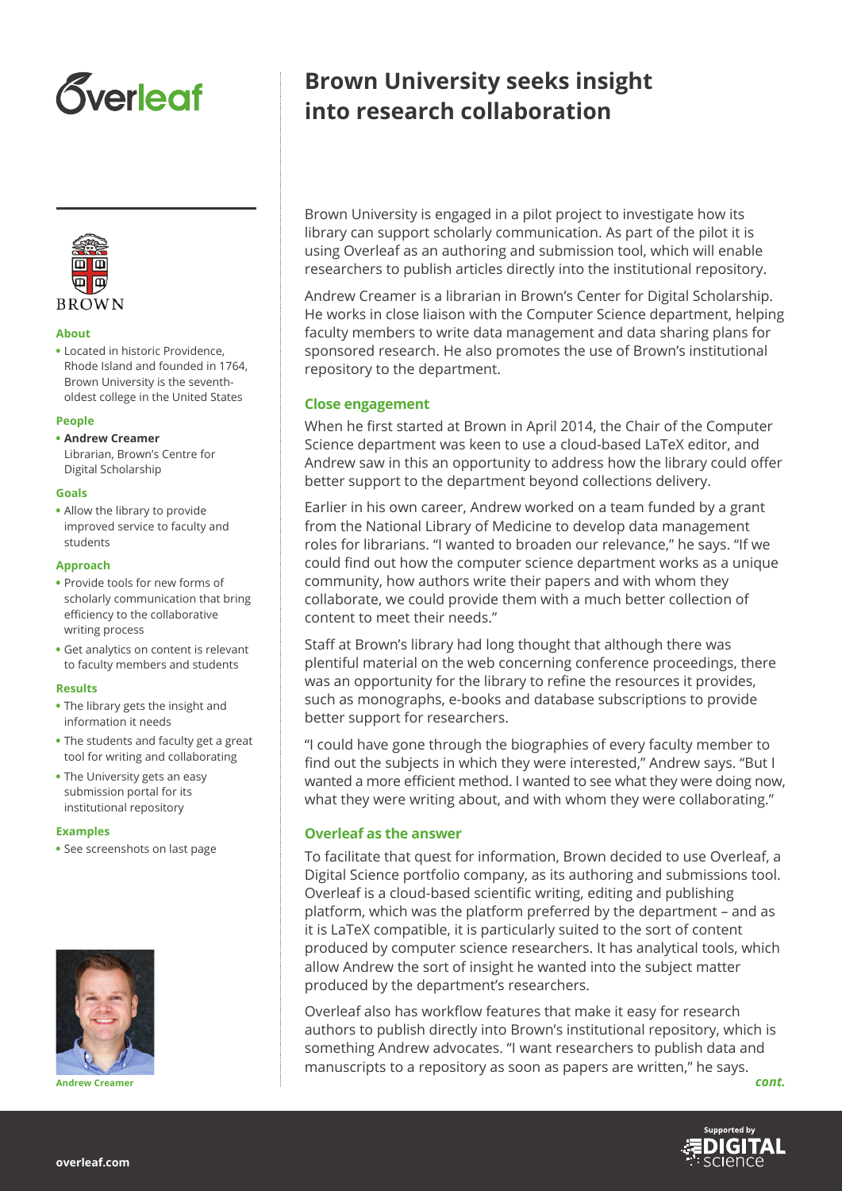# Brown University seeks insight into research collaboration

**About**

- Located in historic Providence, Rhode Island and founded in 1764, Brown University is the seventh-oldest college in the United States

**People**

- **Andrew Creamer**
  Librarian, Brown's Centre for Digital Scholarship

**Goals**

- Allow the library to provide improved service to faculty and students

**Approach**

- Provide tools for new forms of scholarly communication that bring efficiency to the collaborative writing process
- Get analytics on content is relevant to faculty members and students

**Results**

- The library gets the insight and information it needs
- The students and faculty get a great tool for writing and collaborating
- The University gets an easy submission portal for its institutional repository

**Examples**

- See screenshots on last page

Andrew Creamer

Brown University is engaged in a pilot project to investigate how its library can support scholarly communication. As part of the pilot it is using Overleaf as an authoring and submission tool, which will enable researchers to publish articles directly into the institutional repository.

Andrew Creamer is a librarian in Brown's Center for Digital Scholarship. He works in close liaison with the Computer Science department, helping faculty members to write data management and data sharing plans for sponsored research. He also promotes the use of Brown's institutional repository to the department.

## Close engagement

When he first started at Brown in April 2014, the Chair of the Computer Science department was keen to use a cloud-based LaTeX editor, and Andrew saw in this an opportunity to address how the library could offer better support to the department beyond collections delivery.

Earlier in his own career, Andrew worked on a team funded by a grant from the National Library of Medicine to develop data management roles for librarians. "I wanted to broaden our relevance," he says. "If we could find out how the computer science department works as a unique community, how authors write their papers and with whom they collaborate, we could provide them with a much better collection of content to meet their needs."

Staff at Brown's library had long thought that although there was plentiful material on the web concerning conference proceedings, there was an opportunity for the library to refine the resources it provides, such as monographs, e-books and database subscriptions to provide better support for researchers.

"I could have gone through the biographies of every faculty member to find out the subjects in which they were interested," Andrew says. "But I wanted a more efficient method. I wanted to see what they were doing now, what they were writing about, and with whom they were collaborating."

## Overleaf as the answer

To facilitate that quest for information, Brown decided to use Overleaf, a Digital Science portfolio company, as its authoring and submissions tool. Overleaf is a cloud-based scientific writing, editing and publishing platform, which was the platform preferred by the department – and as it is LaTeX compatible, it is particularly suited to the sort of content produced by computer science researchers. It has analytical tools, which allow Andrew the sort of insight he wanted into the subject matter produced by the department's researchers.

Overleaf also has workflow features that make it easy for research authors to publish directly into Brown's institutional repository, which is something Andrew advocates. "I want researchers to publish data and manuscripts to a repository as soon as papers are written," he says.

*cont.*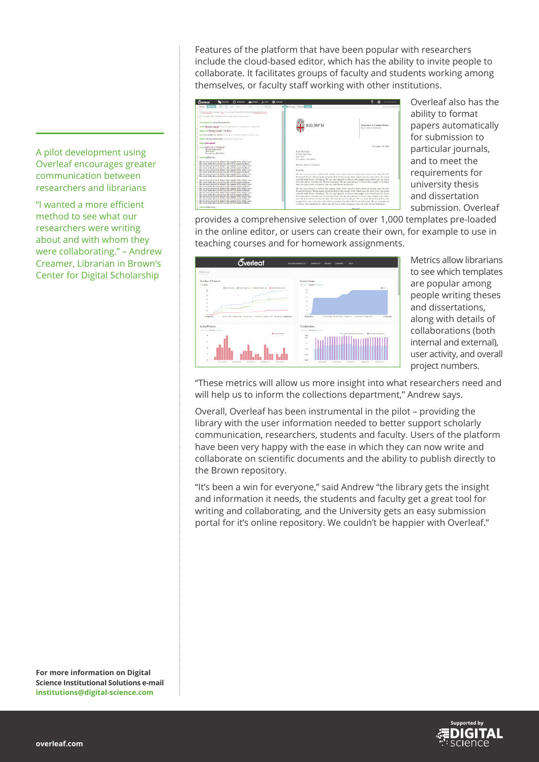A pilot development using Overleaf encourages greater communication between researchers and librarians

"I wanted a more efficient method to see what our researchers were writing about and with whom they were collaborating." – Andrew Creamer, Librarian in Brown's Center for Digital Scholarship

Features of the platform that have been popular with researchers include the cloud-based editor, which has the ability to invite people to collaborate. It facilitates groups of faculty and students working among themselves, or faculty staff working with other institutions.

Overleaf also has the ability to format papers automatically for submission to particular journals, and to meet the requirements for university thesis and dissertation submission. Overleaf provides a comprehensive selection of over 1,000 templates pre-loaded in the online editor, or users can create their own, for example to use in teaching courses and for homework assignments.

Metrics allow librarians to see which templates are popular among people writing theses and dissertations, along with details of collaborations (both internal and external), user activity, and overall project numbers.

"These metrics will allow us more insight into what researchers need and will help us to inform the collections department," Andrew says.

Overall, Overleaf has been instrumental in the pilot – providing the library with the user information needed to better support scholarly communication, researchers, students and faculty. Users of the platform have been very happy with the ease in which they can now write and collaborate on scientific documents and the ability to publish directly to the Brown repository.

"It's been a win for everyone," said Andrew "the library gets the insight and information it needs, the students and faculty get a great tool for writing and collaborating, and the University gets an easy submission portal for it's online repository. We couldn't be happier with Overleaf."

**For more information on Digital Science Institutional Solutions e-mail institutions@digital-science.com**

overleaf.com

Supported by DIGITAL science